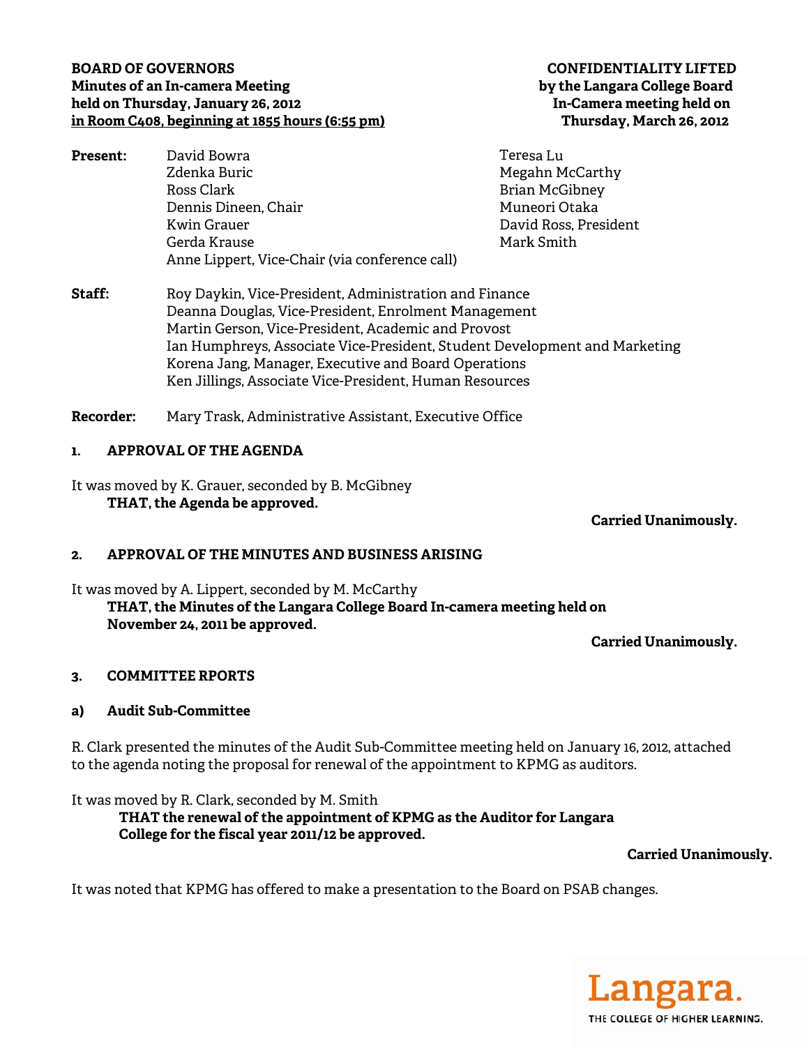**BOARD OF GOVERNORS**
**Minutes of an In-camera Meeting**
**held on Thursday, January 26, 2012**
**in Room C408, beginning at 1855 hours (6:55 pm)**

**CONFIDENTIALITY LIFTED**
**by the Langara College Board**
**In-Camera meeting held on**
**Thursday, March 26, 2012**

**Present:**
David Bowra
Zdenka Buric
Ross Clark
Dennis Dineen, Chair
Kwin Grauer
Gerda Krause
Anne Lippert, Vice-Chair (via conference call)
Teresa Lu
Megahn McCarthy
Brian McGibney
Muneori Otaka
David Ross, President
Mark Smith

**Staff:**
Roy Daykin, Vice-President, Administration and Finance
Deanna Douglas, Vice-President, Enrolment Management
Martin Gerson, Vice-President, Academic and Provost
Ian Humphreys, Associate Vice-President, Student Development and Marketing
Korena Jang, Manager, Executive and Board Operations
Ken Jillings, Associate Vice-President, Human Resources

**Recorder:** Mary Trask, Administrative Assistant, Executive Office

## 1. APPROVAL OF THE AGENDA

It was moved by K. Grauer, seconded by B. McGibney
**THAT, the Agenda be approved.**

**Carried Unanimously.**

## 2. APPROVAL OF THE MINUTES AND BUSINESS ARISING

It was moved by A. Lippert, seconded by M. McCarthy
**THAT, the Minutes of the Langara College Board In-camera meeting held on November 24, 2011 be approved.**

**Carried Unanimously.**

## 3. COMMITTEE RPORTS

### a) Audit Sub-Committee

R. Clark presented the minutes of the Audit Sub-Committee meeting held on January 16, 2012, attached to the agenda noting the proposal for renewal of the appointment to KPMG as auditors.

It was moved by R. Clark, seconded by M. Smith
**THAT the renewal of the appointment of KPMG as the Auditor for Langara College for the fiscal year 2011/12 be approved.**

**Carried Unanimously.**

It was noted that KPMG has offered to make a presentation to the Board on PSAB changes.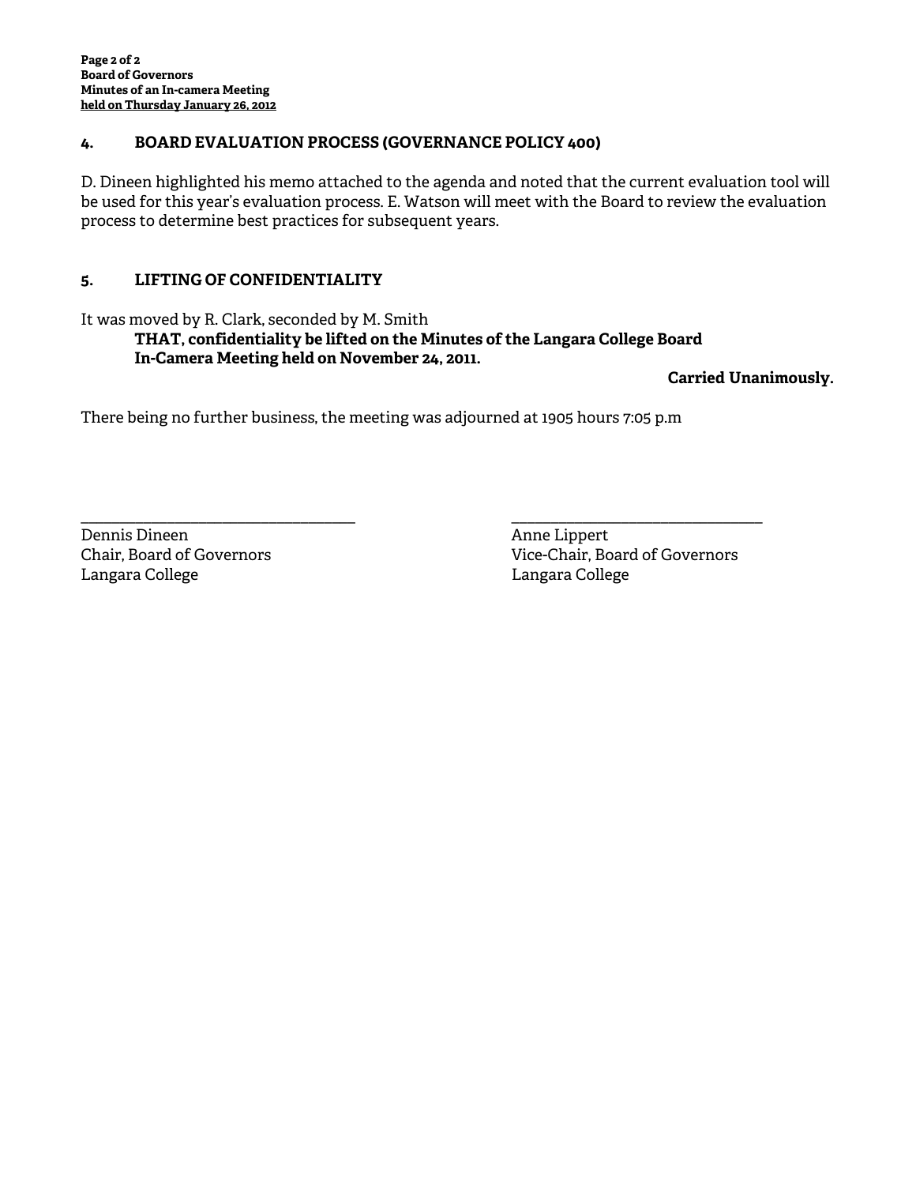## 4. BOARD EVALUATION PROCESS (GOVERNANCE POLICY 400)

D. Dineen highlighted his memo attached to the agenda and noted that the current evaluation tool will be used for this year's evaluation process. E. Watson will meet with the Board to review the evaluation process to determine best practices for subsequent years.

## 5. LIFTING OF CONFIDENTIALITY

It was moved by R. Clark, seconded by M. Smith

**THAT, confidentiality be lifted on the Minutes of the Langara College Board In-Camera Meeting held on November 24, 2011.**

**Carried Unanimously.**

There being no further business, the meeting was adjourned at 1905 hours 7:05 p.m

\_\_\_\_\_\_\_\_\_\_\_\_\_\_\_\_\_\_\_\_\_\_\_\_\_\_\_\_\_\_\_\_\_\_
Dennis Dineen
Chair, Board of Governors
Langara College

\_\_\_\_\_\_\_\_\_\_\_\_\_\_\_\_\_\_\_\_\_\_\_\_\_\_\_\_\_\_\_\_
Anne Lippert
Vice-Chair, Board of Governors
Langara College